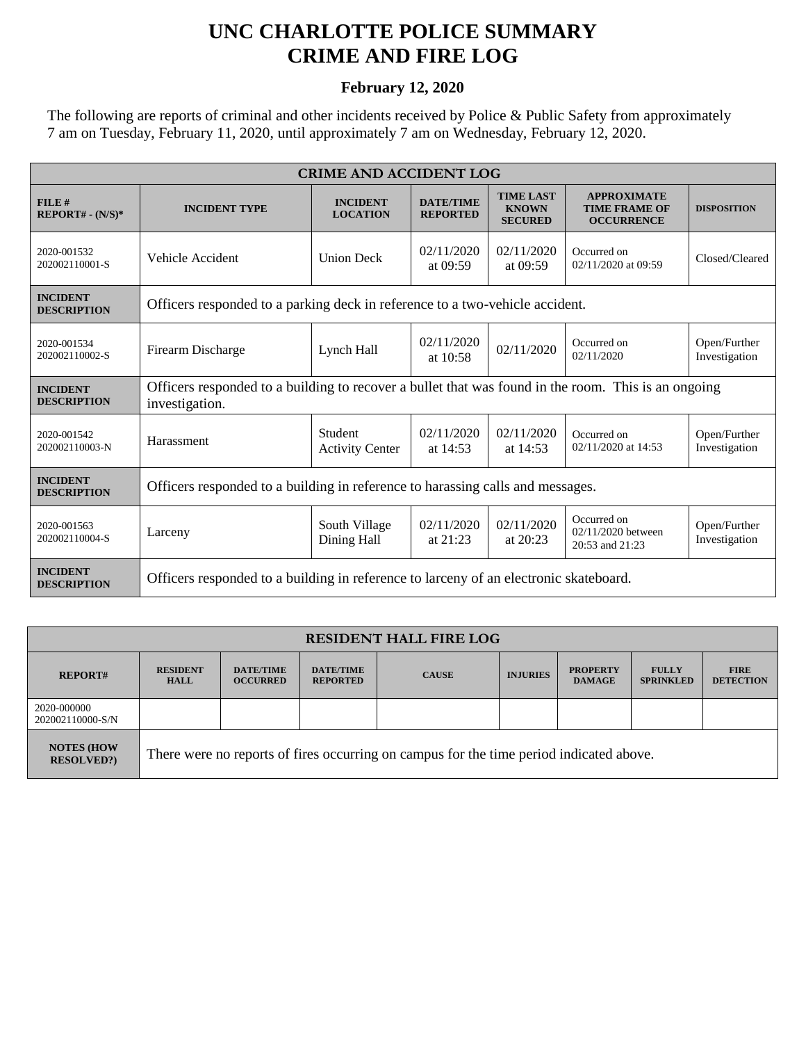# UNC CHARLOTTE POLICE SUMMARY
# CRIME AND FIRE LOG

### February 12, 2020

The following are reports of criminal and other incidents received by Police & Public Safety from approximately 7 am on Tuesday, February 11, 2020, until approximately 7 am on Wednesday, February 12, 2020.

| CRIME AND ACCIDENT LOG | | | | | | |
|---|---|---|---|---|---|---|
| **FILE # REPORT# - (N/S)*** | **INCIDENT TYPE** | **INCIDENT LOCATION** | **DATE/TIME REPORTED** | **TIME LAST KNOWN SECURED** | **APPROXIMATE TIME FRAME OF OCCURRENCE** | **DISPOSITION** |
| 2020-001532 202002110001-S | Vehicle Accident | Union Deck | 02/11/2020 at 09:59 | 02/11/2020 at 09:59 | Occurred on 02/11/2020 at 09:59 | Closed/Cleared |
| **INCIDENT DESCRIPTION** | Officers responded to a parking deck in reference to a two-vehicle accident. | | | | | |
| 2020-001534 202002110002-S | Firearm Discharge | Lynch Hall | 02/11/2020 at 10:58 | 02/11/2020 | Occurred on 02/11/2020 | Open/Further Investigation |
| **INCIDENT DESCRIPTION** | Officers responded to a building to recover a bullet that was found in the room. This is an ongoing investigation. | | | | | |
| 2020-001542 202002110003-N | Harassment | Student Activity Center | 02/11/2020 at 14:53 | 02/11/2020 at 14:53 | Occurred on 02/11/2020 at 14:53 | Open/Further Investigation |
| **INCIDENT DESCRIPTION** | Officers responded to a building in reference to harassing calls and messages. | | | | | |
| 2020-001563 202002110004-S | Larceny | South Village Dining Hall | 02/11/2020 at 21:23 | 02/11/2020 at 20:23 | Occurred on 02/11/2020 between 20:53 and 21:23 | Open/Further Investigation |
| **INCIDENT DESCRIPTION** | Officers responded to a building in reference to larceny of an electronic skateboard. | | | | | |

| RESIDENT HALL FIRE LOG | | | | | | | | |
|---|---|---|---|---|---|---|---|---|
| **REPORT#** | **RESIDENT HALL** | **DATE/TIME OCCURRED** | **DATE/TIME REPORTED** | **CAUSE** | **INJURIES** | **PROPERTY DAMAGE** | **FULLY SPRINKLED** | **FIRE DETECTION** |
| 2020-000000 202002110000-S/N | | | | | | | | |
| **NOTES (HOW RESOLVED?)** | There were no reports of fires occurring on campus for the time period indicated above. | | | | | | | |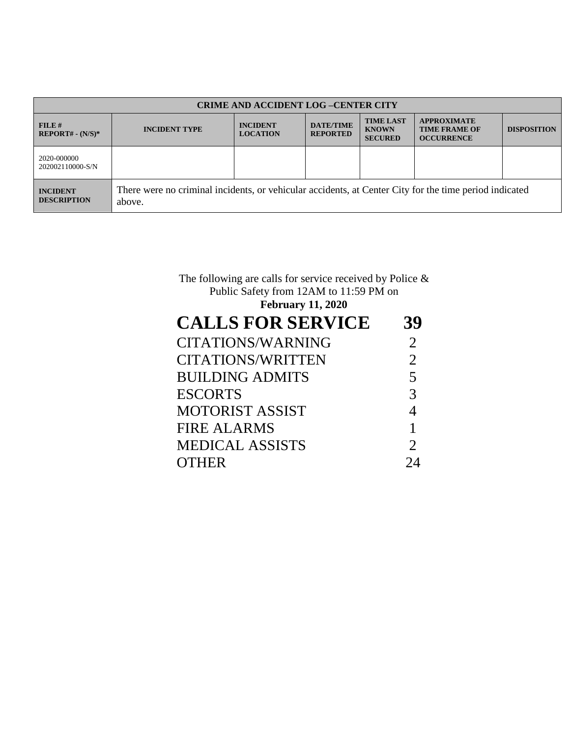| CRIME AND ACCIDENT LOG –CENTER CITY | | | | | | |
|---|---|---|---|---|---|---|
| **FILE # REPORT# - (N/S)*** | **INCIDENT TYPE** | **INCIDENT LOCATION** | **DATE/TIME REPORTED** | **TIME LAST KNOWN SECURED** | **APPROXIMATE TIME FRAME OF OCCURRENCE** | **DISPOSITION** |
| 2020-000000 202002110000-S/N | | | | | | |
| **INCIDENT DESCRIPTION** | There were no criminal incidents, or vehicular accidents, at Center City for the time period indicated above. | | | | | |

The following are calls for service received by Police & Public Safety from 12AM to 11:59 PM on

**February 11, 2020**

| | |
|---|---|
| **CALLS FOR SERVICE** | **39** |
| CITATIONS/WARNING | 2 |
| CITATIONS/WRITTEN | 2 |
| BUILDING ADMITS | 5 |
| ESCORTS | 3 |
| MOTORIST ASSIST | 4 |
| FIRE ALARMS | 1 |
| MEDICAL ASSISTS | 2 |
| OTHER | 24 |